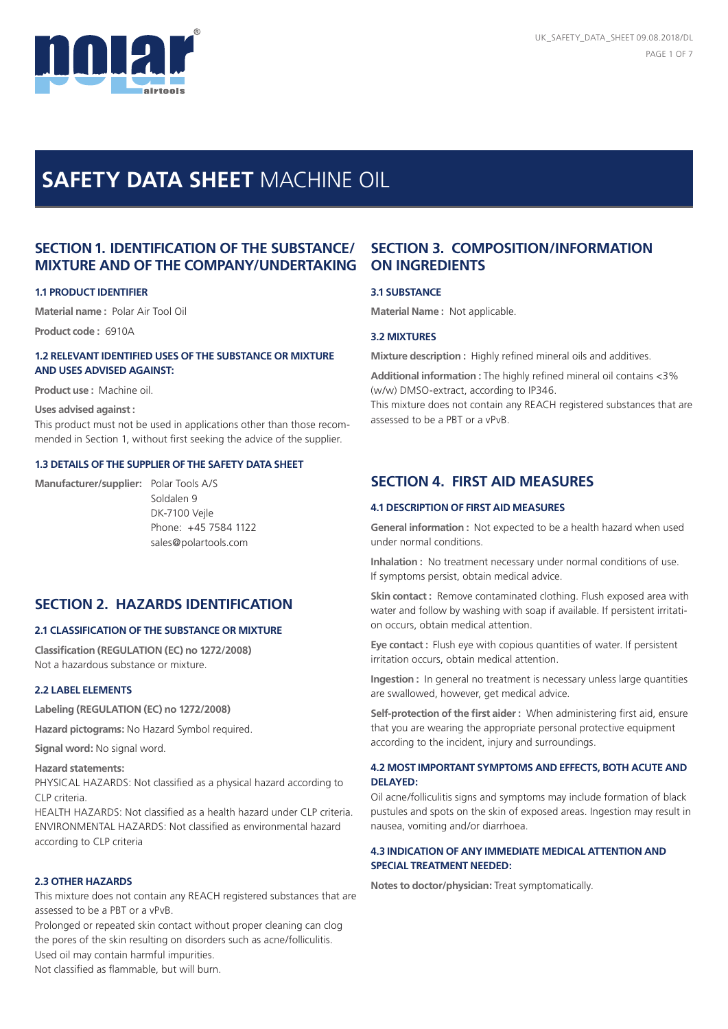# SAFETY DATA SHEET MACHINE OIL

## SECTION 1. IDENTIFICATION OF THE SUBSTANCE/MIXTURE AND OF THE COMPANY/UNDERTAKING

### 1.1 PRODUCT IDENTIFIER

**Material name :** Polar Air Tool Oil

**Product code :** 6910A

### 1.2 RELEVANT IDENTIFIED USES OF THE SUBSTANCE OR MIXTURE AND USES ADVISED AGAINST:

**Product use :** Machine oil.

**Uses advised against :**
This product must not be used in applications other than those recommended in Section 1, without first seeking the advice of the supplier.

### 1.3 DETAILS OF THE SUPPLIER OF THE SAFETY DATA SHEET

**Manufacturer/supplier:** Polar Tools A/S
Soldalen 9
DK-7100 Vejle
Phone: +45 7584 1122
sales@polartools.com

## SECTION 2. HAZARDS IDENTIFICATION

### 2.1 CLASSIFICATION OF THE SUBSTANCE OR MIXTURE

**Classification (REGULATION (EC) no 1272/2008)**
Not a hazardous substance or mixture.

### 2.2 LABEL ELEMENTS

**Labeling (REGULATION (EC) no 1272/2008)**

**Hazard pictograms:** No Hazard Symbol required.

**Signal word:** No signal word.

**Hazard statements:**
PHYSICAL HAZARDS: Not classified as a physical hazard according to CLP criteria.
HEALTH HAZARDS: Not classified as a health hazard under CLP criteria.
ENVIRONMENTAL HAZARDS: Not classified as environmental hazard according to CLP criteria

### 2.3 OTHER HAZARDS

This mixture does not contain any REACH registered substances that are assessed to be a PBT or a vPvB.
Prolonged or repeated skin contact without proper cleaning can clog the pores of the skin resulting on disorders such as acne/folliculitis.
Used oil may contain harmful impurities.
Not classified as flammable, but will burn.

## SECTION 3. COMPOSITION/INFORMATION ON INGREDIENTS

### 3.1 SUBSTANCE

**Material Name :** Not applicable.

### 3.2 MIXTURES

**Mixture description :** Highly refined mineral oils and additives.

**Additional information :** The highly refined mineral oil contains <3% (w/w) DMSO-extract, according to IP346.
This mixture does not contain any REACH registered substances that are assessed to be a PBT or a vPvB.

## SECTION 4. FIRST AID MEASURES

### 4.1 DESCRIPTION OF FIRST AID MEASURES

**General information :** Not expected to be a health hazard when used under normal conditions.

**Inhalation :** No treatment necessary under normal conditions of use. If symptoms persist, obtain medical advice.

**Skin contact :** Remove contaminated clothing. Flush exposed area with water and follow by washing with soap if available. If persistent irritation occurs, obtain medical attention.

**Eye contact :** Flush eye with copious quantities of water. If persistent irritation occurs, obtain medical attention.

**Ingestion :** In general no treatment is necessary unless large quantities are swallowed, however, get medical advice.

**Self-protection of the first aider :** When administering first aid, ensure that you are wearing the appropriate personal protective equipment according to the incident, injury and surroundings.

### 4.2 MOST IMPORTANT SYMPTOMS AND EFFECTS, BOTH ACUTE AND DELAYED:

Oil acne/folliculitis signs and symptoms may include formation of black pustules and spots on the skin of exposed areas. Ingestion may result in nausea, vomiting and/or diarrhoea.

### 4.3 INDICATION OF ANY IMMEDIATE MEDICAL ATTENTION AND SPECIAL TREATMENT NEEDED:

**Notes to doctor/physician:** Treat symptomatically.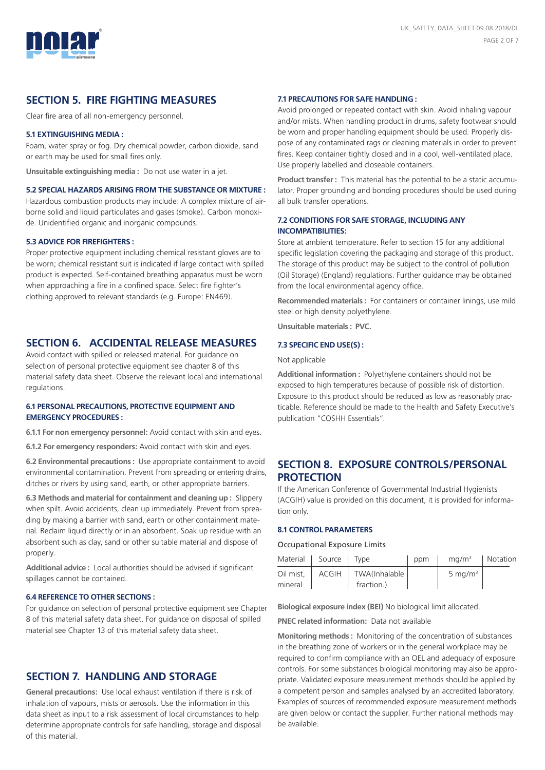## SECTION 5. FIRE FIGHTING MEASURES

Clear fire area of all non-emergency personnel.

### 5.1 EXTINGUISHING MEDIA :

Foam, water spray or fog. Dry chemical powder, carbon dioxide, sand or earth may be used for small fires only.

**Unsuitable extinguishing media :** Do not use water in a jet.

### 5.2 SPECIAL HAZARDS ARISING FROM THE SUBSTANCE OR MIXTURE :

Hazardous combustion products may include: A complex mixture of airborne solid and liquid particulates and gases (smoke). Carbon monoxide. Unidentified organic and inorganic compounds.

### 5.3 ADVICE FOR FIREFIGHTERS :

Proper protective equipment including chemical resistant gloves are to be worn; chemical resistant suit is indicated if large contact with spilled product is expected. Self-contained breathing apparatus must be worn when approaching a fire in a confined space. Select fire fighter's clothing approved to relevant standards (e.g. Europe: EN469).

## SECTION 6. ACCIDENTAL RELEASE MEASURES

Avoid contact with spilled or released material. For guidance on selection of personal protective equipment see chapter 8 of this material safety data sheet. Observe the relevant local and international regulations.

### 6.1 PERSONAL PRECAUTIONS, PROTECTIVE EQUIPMENT AND EMERGENCY PROCEDURES :

**6.1.1 For non emergency personnel:** Avoid contact with skin and eyes.

**6.1.2 For emergency responders:** Avoid contact with skin and eyes.

**6.2 Environmental precautions :** Use appropriate containment to avoid environmental contamination. Prevent from spreading or entering drains, ditches or rivers by using sand, earth, or other appropriate barriers.

**6.3 Methods and material for containment and cleaning up :** Slippery when spilt. Avoid accidents, clean up immediately. Prevent from spreading by making a barrier with sand, earth or other containment material. Reclaim liquid directly or in an absorbent. Soak up residue with an absorbent such as clay, sand or other suitable material and dispose of properly.

**Additional advice :** Local authorities should be advised if significant spillages cannot be contained.

### 6.4 REFERENCE TO OTHER SECTIONS :

For guidance on selection of personal protective equipment see Chapter 8 of this material safety data sheet. For guidance on disposal of spilled material see Chapter 13 of this material safety data sheet.

## SECTION 7. HANDLING AND STORAGE

**General precautions:** Use local exhaust ventilation if there is risk of inhalation of vapours, mists or aerosols. Use the information in this data sheet as input to a risk assessment of local circumstances to help determine appropriate controls for safe handling, storage and disposal of this material.

### 7.1 PRECAUTIONS FOR SAFE HANDLING :

Avoid prolonged or repeated contact with skin. Avoid inhaling vapour and/or mists. When handling product in drums, safety footwear should be worn and proper handling equipment should be used. Properly dispose of any contaminated rags or cleaning materials in order to prevent fires. Keep container tightly closed and in a cool, well-ventilated place. Use properly labelled and closeable containers.

**Product transfer :** This material has the potential to be a static accumulator. Proper grounding and bonding procedures should be used during all bulk transfer operations.

### 7.2 CONDITIONS FOR SAFE STORAGE, INCLUDING ANY INCOMPATIBILITIES:

Store at ambient temperature. Refer to section 15 for any additional specific legislation covering the packaging and storage of this product. The storage of this product may be subject to the control of pollution (Oil Storage) (England) regulations. Further guidance may be obtained from the local environmental agency office.

**Recommended materials :** For containers or container linings, use mild steel or high density polyethylene.

**Unsuitable materials : PVC.**

### 7.3 SPECIFIC END USE(S) :

Not applicable

**Additional information :** Polyethylene containers should not be exposed to high temperatures because of possible risk of distortion. Exposure to this product should be reduced as low as reasonably practicable. Reference should be made to the Health and Safety Executive's publication "COSHH Essentials".

## SECTION 8. EXPOSURE CONTROLS/PERSONAL PROTECTION

If the American Conference of Governmental Industrial Hygienists (ACGIH) value is provided on this document, it is provided for information only.

### 8.1 CONTROL PARAMETERS

Occupational Exposure Limits

| Material | Source | Type | ppm | mg/m³ | Notation |
|---|---|---|---|---|---|
| Oil mist, mineral | ACGIH | TWA(Inhalable fraction.) | | 5 mg/m³ | |

**Biological exposure index (BEI)** No biological limit allocated.

**PNEC related information:** Data not available

**Monitoring methods :** Monitoring of the concentration of substances in the breathing zone of workers or in the general workplace may be required to confirm compliance with an OEL and adequacy of exposure controls. For some substances biological monitoring may also be appropriate. Validated exposure measurement methods should be applied by a competent person and samples analysed by an accredited laboratory. Examples of sources of recommended exposure measurement methods are given below or contact the supplier. Further national methods may be available.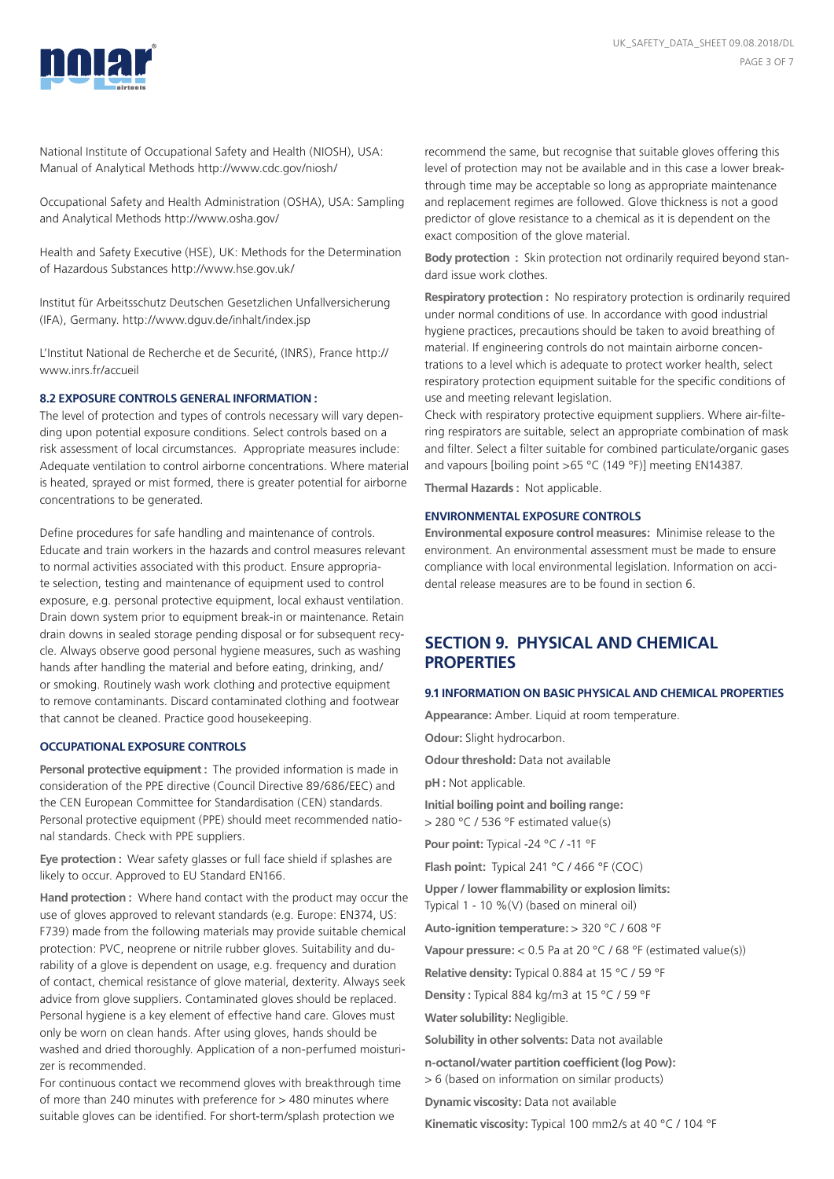National Institute of Occupational Safety and Health (NIOSH), USA: Manual of Analytical Methods http://www.cdc.gov/niosh/

Occupational Safety and Health Administration (OSHA), USA: Sampling and Analytical Methods http://www.osha.gov/

Health and Safety Executive (HSE), UK: Methods for the Determination of Hazardous Substances http://www.hse.gov.uk/

Institut für Arbeitsschutz Deutschen Gesetzlichen Unfallversicherung (IFA), Germany. http://www.dguv.de/inhalt/index.jsp

L'Institut National de Recherche et de Securité, (INRS), France http://www.inrs.fr/accueil

#### 8.2 EXPOSURE CONTROLS GENERAL INFORMATION :

The level of protection and types of controls necessary will vary depending upon potential exposure conditions. Select controls based on a risk assessment of local circumstances. Appropriate measures include: Adequate ventilation to control airborne concentrations. Where material is heated, sprayed or mist formed, there is greater potential for airborne concentrations to be generated.

Define procedures for safe handling and maintenance of controls. Educate and train workers in the hazards and control measures relevant to normal activities associated with this product. Ensure appropriate selection, testing and maintenance of equipment used to control exposure, e.g. personal protective equipment, local exhaust ventilation. Drain down system prior to equipment break-in or maintenance. Retain drain downs in sealed storage pending disposal or for subsequent recycle. Always observe good personal hygiene measures, such as washing hands after handling the material and before eating, drinking, and/or smoking. Routinely wash work clothing and protective equipment to remove contaminants. Discard contaminated clothing and footwear that cannot be cleaned. Practice good housekeeping.

#### OCCUPATIONAL EXPOSURE CONTROLS

**Personal protective equipment :** The provided information is made in consideration of the PPE directive (Council Directive 89/686/EEC) and the CEN European Committee for Standardisation (CEN) standards. Personal protective equipment (PPE) should meet recommended national standards. Check with PPE suppliers.

**Eye protection :** Wear safety glasses or full face shield if splashes are likely to occur. Approved to EU Standard EN166.

**Hand protection :** Where hand contact with the product may occur the use of gloves approved to relevant standards (e.g. Europe: EN374, US: F739) made from the following materials may provide suitable chemical protection: PVC, neoprene or nitrile rubber gloves. Suitability and durability of a glove is dependent on usage, e.g. frequency and duration of contact, chemical resistance of glove material, dexterity. Always seek advice from glove suppliers. Contaminated gloves should be replaced. Personal hygiene is a key element of effective hand care. Gloves must only be worn on clean hands. After using gloves, hands should be washed and dried thoroughly. Application of a non-perfumed moisturizer is recommended.
For continuous contact we recommend gloves with breakthrough time of more than 240 minutes with preference for > 480 minutes where suitable gloves can be identified. For short-term/splash protection we recommend the same, but recognise that suitable gloves offering this level of protection may not be available and in this case a lower breakthrough time may be acceptable so long as appropriate maintenance and replacement regimes are followed. Glove thickness is not a good predictor of glove resistance to a chemical as it is dependent on the exact composition of the glove material.

**Body protection :** Skin protection not ordinarily required beyond standard issue work clothes.

**Respiratory protection :** No respiratory protection is ordinarily required under normal conditions of use. In accordance with good industrial hygiene practices, precautions should be taken to avoid breathing of material. If engineering controls do not maintain airborne concentrations to a level which is adequate to protect worker health, select respiratory protection equipment suitable for the specific conditions of use and meeting relevant legislation.
Check with respiratory protective equipment suppliers. Where air-filtering respirators are suitable, select an appropriate combination of mask and filter. Select a filter suitable for combined particulate/organic gases and vapours [boiling point >65 °C (149 °F)] meeting EN14387.

**Thermal Hazards :** Not applicable.

#### ENVIRONMENTAL EXPOSURE CONTROLS

**Environmental exposure control measures:** Minimise release to the environment. An environmental assessment must be made to ensure compliance with local environmental legislation. Information on accidental release measures are to be found in section 6.

## SECTION 9. PHYSICAL AND CHEMICAL PROPERTIES

#### 9.1 INFORMATION ON BASIC PHYSICAL AND CHEMICAL PROPERTIES

**Appearance:** Amber. Liquid at room temperature.

**Odour:** Slight hydrocarbon.

**Odour threshold:** Data not available

**pH :** Not applicable.

**Initial boiling point and boiling range:**
> 280 °C / 536 °F estimated value(s)

**Pour point:** Typical -24 °C / -11 °F

**Flash point:** Typical 241 °C / 466 °F (COC)

**Upper / lower flammability or explosion limits:**
Typical 1 - 10 %(V) (based on mineral oil)

**Auto-ignition temperature:** > 320 °C / 608 °F

**Vapour pressure:** < 0.5 Pa at 20 °C / 68 °F (estimated value(s))

**Relative density:** Typical 0.884 at 15 °C / 59 °F

**Density :** Typical 884 kg/m3 at 15 °C / 59 °F

**Water solubility:** Negligible.

**Solubility in other solvents:** Data not available

**n-octanol/water partition coefficient (log Pow):**
> 6 (based on information on similar products)

**Dynamic viscosity:** Data not available

**Kinematic viscosity:** Typical 100 mm2/s at 40 °C / 104 °F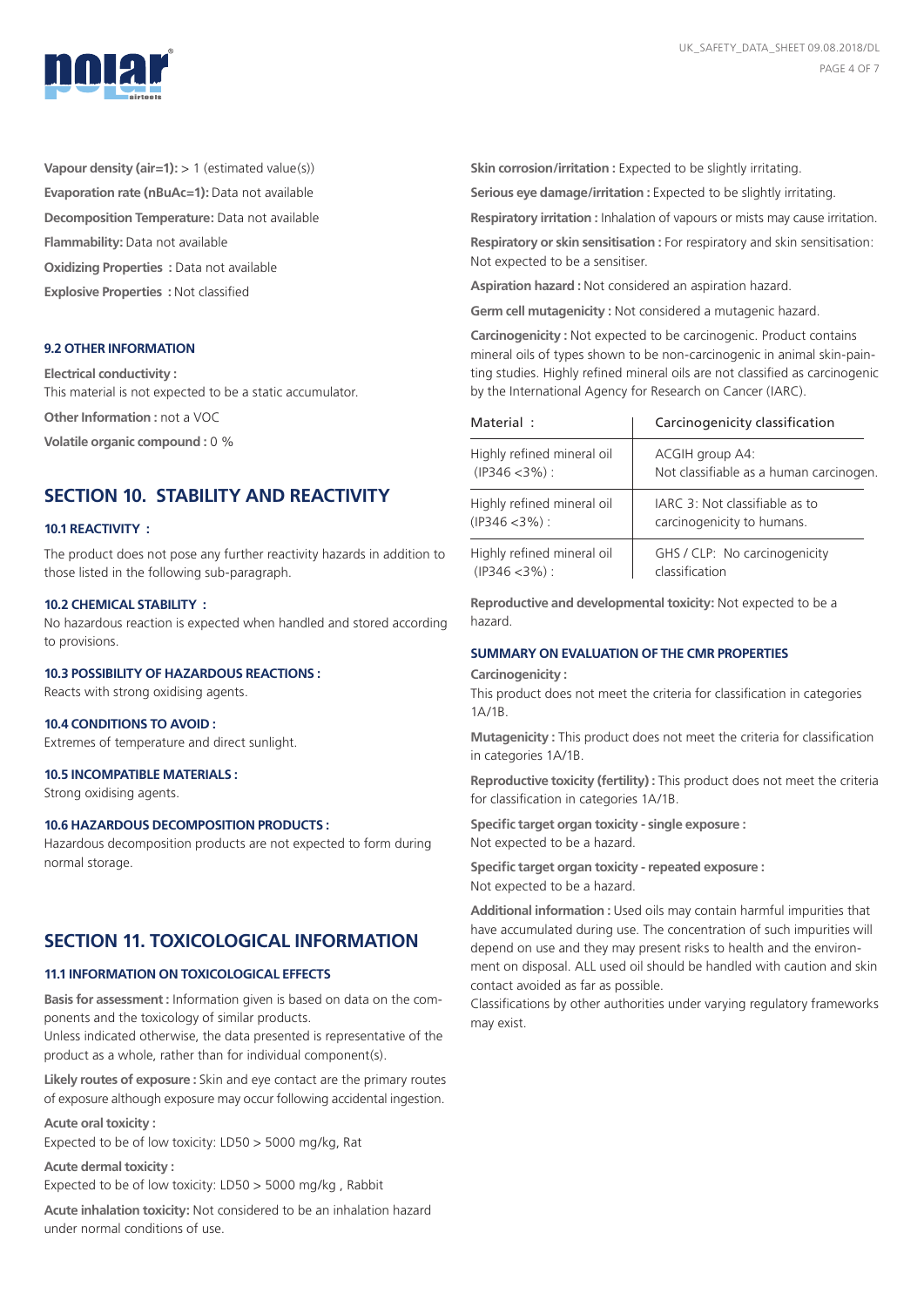**Vapour density (air=1):** > 1 (estimated value(s))

**Evaporation rate (nBuAc=1):** Data not available

**Decomposition Temperature:** Data not available

**Flammability:** Data not available

**Oxidizing Properties :** Data not available

**Explosive Properties :** Not classified

### 9.2 OTHER INFORMATION

**Electrical conductivity :**
This material is not expected to be a static accumulator.

**Other Information :** not a VOC

**Volatile organic compound :** 0 %

## SECTION 10. STABILITY AND REACTIVITY

### 10.1 REACTIVITY :

The product does not pose any further reactivity hazards in addition to those listed in the following sub-paragraph.

### 10.2 CHEMICAL STABILITY :

No hazardous reaction is expected when handled and stored according to provisions.

### 10.3 POSSIBILITY OF HAZARDOUS REACTIONS :

Reacts with strong oxidising agents.

### 10.4 CONDITIONS TO AVOID :

Extremes of temperature and direct sunlight.

### 10.5 INCOMPATIBLE MATERIALS :

Strong oxidising agents.

### 10.6 HAZARDOUS DECOMPOSITION PRODUCTS :

Hazardous decomposition products are not expected to form during normal storage.

## SECTION 11. TOXICOLOGICAL INFORMATION

### 11.1 INFORMATION ON TOXICOLOGICAL EFFECTS

**Basis for assessment :** Information given is based on data on the components and the toxicology of similar products.
Unless indicated otherwise, the data presented is representative of the product as a whole, rather than for individual component(s).

**Likely routes of exposure :** Skin and eye contact are the primary routes of exposure although exposure may occur following accidental ingestion.

**Acute oral toxicity :**
Expected to be of low toxicity: LD50 > 5000 mg/kg, Rat

**Acute dermal toxicity :**
Expected to be of low toxicity: LD50 > 5000 mg/kg , Rabbit

**Acute inhalation toxicity:** Not considered to be an inhalation hazard under normal conditions of use.

**Skin corrosion/irritation :** Expected to be slightly irritating.

**Serious eye damage/irritation :** Expected to be slightly irritating.

**Respiratory irritation :** Inhalation of vapours or mists may cause irritation.

**Respiratory or skin sensitisation :** For respiratory and skin sensitisation: Not expected to be a sensitiser.

**Aspiration hazard :** Not considered an aspiration hazard.

**Germ cell mutagenicity :** Not considered a mutagenic hazard.

**Carcinogenicity :** Not expected to be carcinogenic. Product contains mineral oils of types shown to be non-carcinogenic in animal skin-painting studies. Highly refined mineral oils are not classified as carcinogenic by the International Agency for Research on Cancer (IARC).

| Material : | Carcinogenicity classification |
|---|---|
| Highly refined mineral oil (IP346 <3%) : | ACGIH group A4: Not classifiable as a human carcinogen. |
| Highly refined mineral oil (IP346 <3%) : | IARC 3: Not classifiable as to carcinogenicity to humans. |
| Highly refined mineral oil (IP346 <3%) : | GHS / CLP: No carcinogenicity classification |

**Reproductive and developmental toxicity:** Not expected to be a hazard.

### SUMMARY ON EVALUATION OF THE CMR PROPERTIES

**Carcinogenicity :**
This product does not meet the criteria for classification in categories 1A/1B.

**Mutagenicity :** This product does not meet the criteria for classification in categories 1A/1B.

**Reproductive toxicity (fertility) :** This product does not meet the criteria for classification in categories 1A/1B.

**Specific target organ toxicity - single exposure :**
Not expected to be a hazard.

**Specific target organ toxicity - repeated exposure :**
Not expected to be a hazard.

**Additional information :** Used oils may contain harmful impurities that have accumulated during use. The concentration of such impurities will depend on use and they may present risks to health and the environment on disposal. ALL used oil should be handled with caution and skin contact avoided as far as possible.
Classifications by other authorities under varying regulatory frameworks may exist.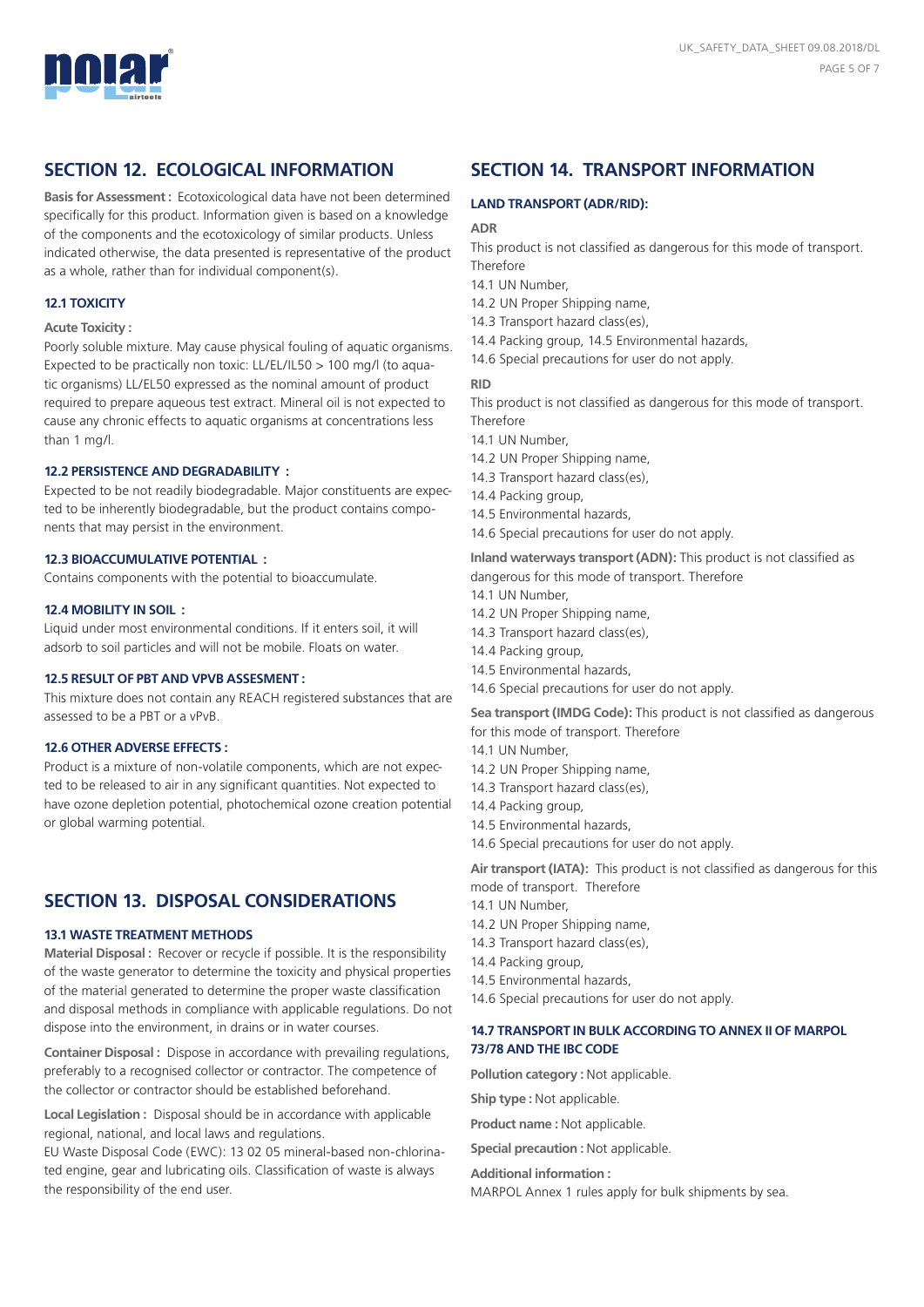## SECTION 12. ECOLOGICAL INFORMATION

**Basis for Assessment :** Ecotoxicological data have not been determined specifically for this product. Information given is based on a knowledge of the components and the ecotoxicology of similar products. Unless indicated otherwise, the data presented is representative of the product as a whole, rather than for individual component(s).

### 12.1 TOXICITY

**Acute Toxicity :**

Poorly soluble mixture. May cause physical fouling of aquatic organisms. Expected to be practically non toxic: LL/EL/IL50 > 100 mg/l (to aquatic organisms) LL/EL50 expressed as the nominal amount of product required to prepare aqueous test extract. Mineral oil is not expected to cause any chronic effects to aquatic organisms at concentrations less than 1 mg/l.

### 12.2 PERSISTENCE AND DEGRADABILITY :

Expected to be not readily biodegradable. Major constituents are expected to be inherently biodegradable, but the product contains components that may persist in the environment.

### 12.3 BIOACCUMULATIVE POTENTIAL :

Contains components with the potential to bioaccumulate.

### 12.4 MOBILITY IN SOIL :

Liquid under most environmental conditions. If it enters soil, it will adsorb to soil particles and will not be mobile. Floats on water.

### 12.5 RESULT OF PBT AND VPVB ASSESMENT :

This mixture does not contain any REACH registered substances that are assessed to be a PBT or a vPvB.

### 12.6 OTHER ADVERSE EFFECTS :

Product is a mixture of non-volatile components, which are not expected to be released to air in any significant quantities. Not expected to have ozone depletion potential, photochemical ozone creation potential or global warming potential.

## SECTION 13. DISPOSAL CONSIDERATIONS

### 13.1 WASTE TREATMENT METHODS

**Material Disposal :** Recover or recycle if possible. It is the responsibility of the waste generator to determine the toxicity and physical properties of the material generated to determine the proper waste classification and disposal methods in compliance with applicable regulations. Do not dispose into the environment, in drains or in water courses.

**Container Disposal :** Dispose in accordance with prevailing regulations, preferably to a recognised collector or contractor. The competence of the collector or contractor should be established beforehand.

**Local Legislation :** Disposal should be in accordance with applicable regional, national, and local laws and regulations.

EU Waste Disposal Code (EWC): 13 02 05 mineral-based non-chlorinated engine, gear and lubricating oils. Classification of waste is always the responsibility of the end user.

## SECTION 14. TRANSPORT INFORMATION

### LAND TRANSPORT (ADR/RID):

**ADR**

This product is not classified as dangerous for this mode of transport. Therefore

14.1 UN Number,
14.2 UN Proper Shipping name,
14.3 Transport hazard class(es),
14.4 Packing group, 14.5 Environmental hazards,
14.6 Special precautions for user do not apply.

**RID**

This product is not classified as dangerous for this mode of transport. Therefore

14.1 UN Number,
14.2 UN Proper Shipping name,
14.3 Transport hazard class(es),
14.4 Packing group,
14.5 Environmental hazards,
14.6 Special precautions for user do not apply.

**Inland waterways transport (ADN):** This product is not classified as dangerous for this mode of transport. Therefore

14.1 UN Number,
14.2 UN Proper Shipping name,
14.3 Transport hazard class(es),
14.4 Packing group,
14.5 Environmental hazards,
14.6 Special precautions for user do not apply.

**Sea transport (IMDG Code):** This product is not classified as dangerous for this mode of transport. Therefore

14.1 UN Number,
14.2 UN Proper Shipping name,
14.3 Transport hazard class(es),
14.4 Packing group,
14.5 Environmental hazards,
14.6 Special precautions for user do not apply.

**Air transport (IATA):** This product is not classified as dangerous for this mode of transport. Therefore

14.1 UN Number,
14.2 UN Proper Shipping name,
14.3 Transport hazard class(es),
14.4 Packing group,
14.5 Environmental hazards,
14.6 Special precautions for user do not apply.

### 14.7 TRANSPORT IN BULK ACCORDING TO ANNEX II OF MARPOL 73/78 AND THE IBC CODE

**Pollution category :** Not applicable.

**Ship type :** Not applicable.

**Product name :** Not applicable.

**Special precaution :** Not applicable.

**Additional information :**

MARPOL Annex 1 rules apply for bulk shipments by sea.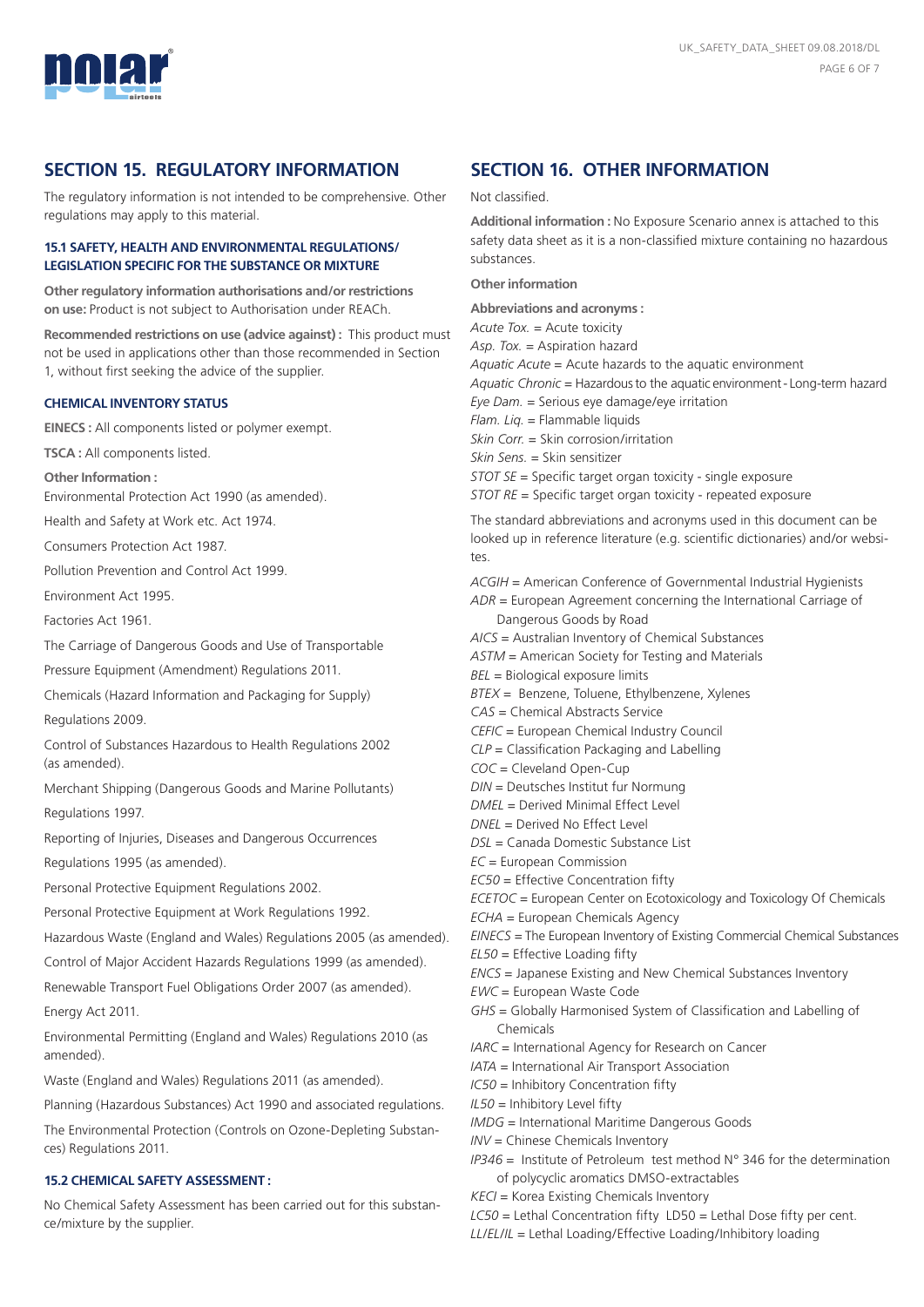## SECTION 15. REGULATORY INFORMATION

The regulatory information is not intended to be comprehensive. Other regulations may apply to this material.

### 15.1 SAFETY, HEALTH AND ENVIRONMENTAL REGULATIONS/ LEGISLATION SPECIFIC FOR THE SUBSTANCE OR MIXTURE

**Other regulatory information authorisations and/or restrictions on use:** Product is not subject to Authorisation under REACh.

**Recommended restrictions on use (advice against) :** This product must not be used in applications other than those recommended in Section 1, without first seeking the advice of the supplier.

### CHEMICAL INVENTORY STATUS

**EINECS :** All components listed or polymer exempt.

**TSCA :** All components listed.

**Other Information :**
Environmental Protection Act 1990 (as amended).

Health and Safety at Work etc. Act 1974.

Consumers Protection Act 1987.

Pollution Prevention and Control Act 1999.

Environment Act 1995.

Factories Act 1961.

The Carriage of Dangerous Goods and Use of Transportable Pressure Equipment (Amendment) Regulations 2011.

Chemicals (Hazard Information and Packaging for Supply) Regulations 2009.

Control of Substances Hazardous to Health Regulations 2002 (as amended).

Merchant Shipping (Dangerous Goods and Marine Pollutants) Regulations 1997.

Reporting of Injuries, Diseases and Dangerous Occurrences Regulations 1995 (as amended).

Personal Protective Equipment Regulations 2002.

Personal Protective Equipment at Work Regulations 1992.

Hazardous Waste (England and Wales) Regulations 2005 (as amended).

Control of Major Accident Hazards Regulations 1999 (as amended).

Renewable Transport Fuel Obligations Order 2007 (as amended).

Energy Act 2011.

Environmental Permitting (England and Wales) Regulations 2010 (as amended).

Waste (England and Wales) Regulations 2011 (as amended).

Planning (Hazardous Substances) Act 1990 and associated regulations.

The Environmental Protection (Controls on Ozone-Depleting Substances) Regulations 2011.

### 15.2 CHEMICAL SAFETY ASSESSMENT :

No Chemical Safety Assessment has been carried out for this substance/mixture by the supplier.

## SECTION 16. OTHER INFORMATION

Not classified.

**Additional information :** No Exposure Scenario annex is attached to this safety data sheet as it is a non-classified mixture containing no hazardous substances.

**Other information**

**Abbreviations and acronyms :**
*Acute Tox.* = Acute toxicity
*Asp. Tox.* = Aspiration hazard
*Aquatic Acute* = Acute hazards to the aquatic environment
*Aquatic Chronic* = Hazardous to the aquatic environment - Long-term hazard
*Eye Dam.* = Serious eye damage/eye irritation
*Flam. Liq.* = Flammable liquids
*Skin Corr.* = Skin corrosion/irritation
*Skin Sens.* = Skin sensitizer
*STOT SE* = Specific target organ toxicity - single exposure
*STOT RE* = Specific target organ toxicity - repeated exposure

The standard abbreviations and acronyms used in this document can be looked up in reference literature (e.g. scientific dictionaries) and/or websites.

*ACGIH* = American Conference of Governmental Industrial Hygienists
*ADR* = European Agreement concerning the International Carriage of Dangerous Goods by Road
*AICS* = Australian Inventory of Chemical Substances
*ASTM* = American Society for Testing and Materials
*BEL* = Biological exposure limits
*BTEX* = Benzene, Toluene, Ethylbenzene, Xylenes
*CAS* = Chemical Abstracts Service
*CEFIC* = European Chemical Industry Council
*CLP* = Classification Packaging and Labelling
*COC* = Cleveland Open-Cup
*DIN* = Deutsches Institut fur Normung
*DMEL* = Derived Minimal Effect Level
*DNEL* = Derived No Effect Level
*DSL* = Canada Domestic Substance List
*EC* = European Commission
*EC50* = Effective Concentration fifty
*ECETOC* = European Center on Ecotoxicology and Toxicology Of Chemicals
*ECHA* = European Chemicals Agency
*EINECS* = The European Inventory of Existing Commercial Chemical Substances
*EL50* = Effective Loading fifty
*ENCS* = Japanese Existing and New Chemical Substances Inventory
*EWC* = European Waste Code
*GHS* = Globally Harmonised System of Classification and Labelling of Chemicals
*IARC* = International Agency for Research on Cancer
*IATA* = International Air Transport Association
*IC50* = Inhibitory Concentration fifty
*IL50* = Inhibitory Level fifty
*IMDG* = International Maritime Dangerous Goods
*INV* = Chinese Chemicals Inventory
*IP346* = Institute of Petroleum test method N° 346 for the determination of polycyclic aromatics DMSO-extractables
*KECI* = Korea Existing Chemicals Inventory
*LC50* = Lethal Concentration fifty LD50 = Lethal Dose fifty per cent.
*LL/EL/IL* = Lethal Loading/Effective Loading/Inhibitory loading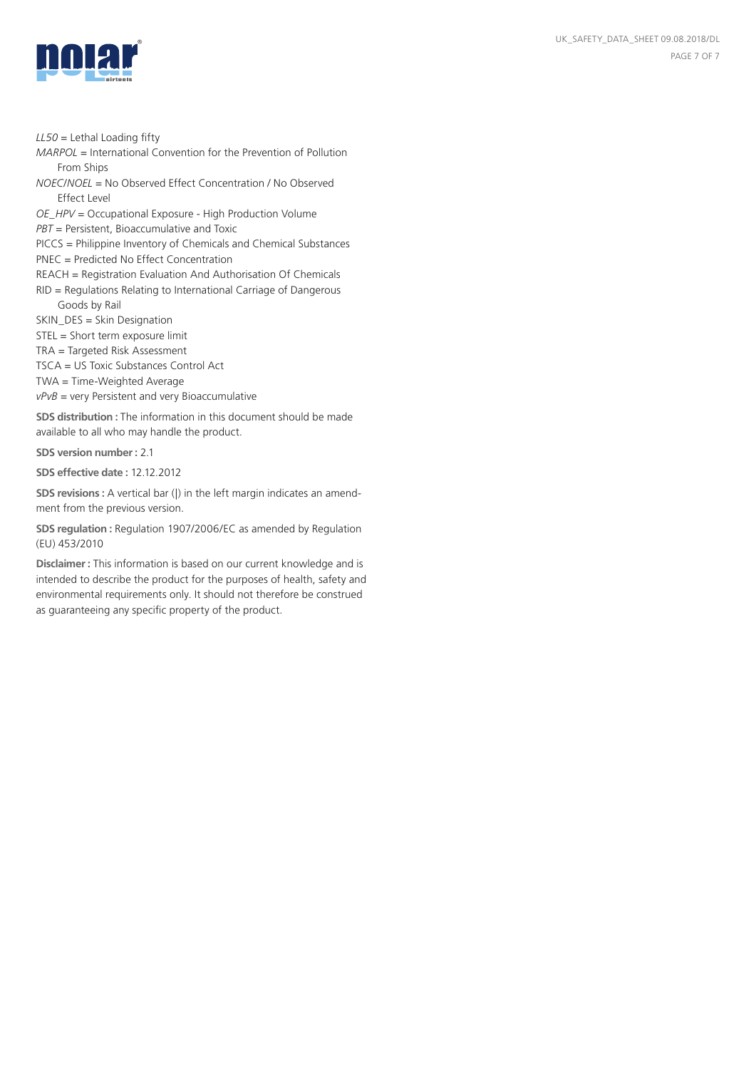*LL50* = Lethal Loading fifty
*MARPOL* = International Convention for the Prevention of Pollution From Ships
*NOEC/NOEL* = No Observed Effect Concentration / No Observed Effect Level
*OE_HPV* = Occupational Exposure - High Production Volume
*PBT* = Persistent, Bioaccumulative and Toxic
PICCS = Philippine Inventory of Chemicals and Chemical Substances
PNEC = Predicted No Effect Concentration
REACH = Registration Evaluation And Authorisation Of Chemicals
RID = Regulations Relating to International Carriage of Dangerous Goods by Rail
SKIN_DES = Skin Designation
STEL = Short term exposure limit
TRA = Targeted Risk Assessment
TSCA = US Toxic Substances Control Act
TWA = Time-Weighted Average
*vPvB* = very Persistent and very Bioaccumulative

**SDS distribution :** The information in this document should be made available to all who may handle the product.

**SDS version number :** 2.1

**SDS effective date :** 12.12.2012

**SDS revisions :** A vertical bar (|) in the left margin indicates an amendment from the previous version.

**SDS regulation :** Regulation 1907/2006/EC as amended by Regulation (EU) 453/2010

**Disclaimer :** This information is based on our current knowledge and is intended to describe the product for the purposes of health, safety and environmental requirements only. It should not therefore be construed as guaranteeing any specific property of the product.